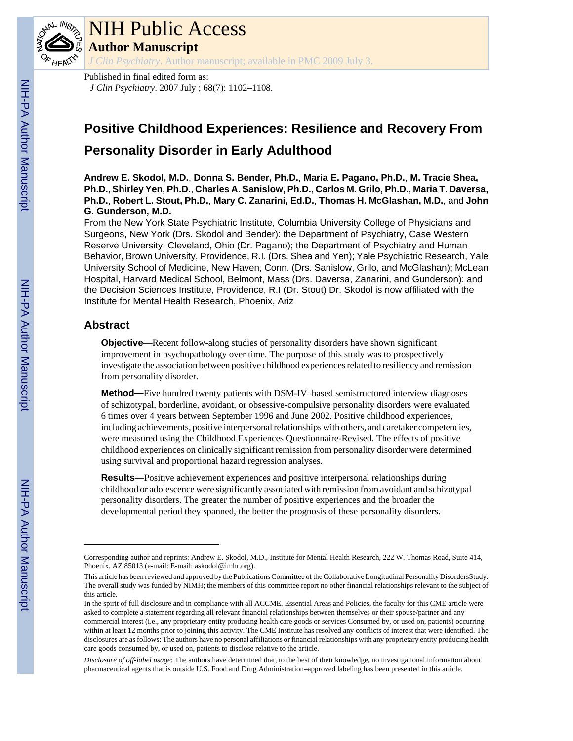Published in final edited form as:

*J Clin Psychiatry*. 2007 July ; 68(7): 1102–1108.

# Positive Childhood Experiences: Resilience and Recovery From Personality Disorder in Early Adulthood

**Andrew E. Skodol, M.D.**, **Donna S. Bender, Ph.D.**, **Maria E. Pagano, Ph.D.**, **M. Tracie Shea, Ph.D.**, **Shirley Yen, Ph.D.**, **Charles A. Sanislow, Ph.D.**, **Carlos M. Grilo, Ph.D.**, **Maria T. Daversa, Ph.D.**, **Robert L. Stout, Ph.D.**, **Mary C. Zanarini, Ed.D.**, **Thomas H. McGlashan, M.D.**, and **John G. Gunderson, M.D.**

From the New York State Psychiatric Institute, Columbia University College of Physicians and Surgeons, New York (Drs. Skodol and Bender): the Department of Psychiatry, Case Western Reserve University, Cleveland, Ohio (Dr. Pagano); the Department of Psychiatry and Human Behavior, Brown University, Providence, R.I. (Drs. Shea and Yen); Yale Psychiatric Research, Yale University School of Medicine, New Haven, Conn. (Drs. Sanislow, Grilo, and McGlashan); McLean Hospital, Harvard Medical School, Belmont, Mass (Drs. Daversa, Zanarini, and Gunderson): and the Decision Sciences Institute, Providence, R.I (Dr. Stout) Dr. Skodol is now affiliated with the Institute for Mental Health Research, Phoenix, Ariz

## Abstract

**Objective—**Recent follow-along studies of personality disorders have shown significant improvement in psychopathology over time. The purpose of this study was to prospectively investigate the association between positive childhood experiences related to resiliency and remission from personality disorder.

**Method—**Five hundred twenty patients with DSM-IV–based semistructured interview diagnoses of schizotypal, borderline, avoidant, or obsessive-compulsive personality disorders were evaluated 6 times over 4 years between September 1996 and June 2002. Positive childhood experiences, including achievements, positive interpersonal relationships with others, and caretaker competencies, were measured using the Childhood Experiences Questionnaire-Revised. The effects of positive childhood experiences on clinically significant remission from personality disorder were determined using survival and proportional hazard regression analyses.

**Results—**Positive achievement experiences and positive interpersonal relationships during childhood or adolescence were significantly associated with remission from avoidant and schizotypal personality disorders. The greater the number of positive experiences and the broader the developmental period they spanned, the better the prognosis of these personality disorders.

---

Corresponding author and reprints: Andrew E. Skodol, M.D., Institute for Mental Health Research, 222 W. Thomas Road, Suite 414, Phoenix, AZ 85013 (e-mail: E-mail: askodol@imhr.org).

This article has been reviewed and approved by the Publications Committee of the Collaborative Longitudinal Personality Disorders Study. The overall study was funded by NIMH; the members of this committee report no other financial relationships relevant to the subject of this article.

In the spirit of full disclosure and in compliance with all ACCME. Essential Areas and Policies, the faculty for this CME article were asked to complete a statement regarding all relevant financial relationships between themselves or their spouse/partner and any commercial interest (i.e., any proprietary entity producing health care goods or services Consumed by, or used on, patients) occurring within at least 12 months prior to joining this activity. The CME Institute has resolved any conflicts of interest that were identified. The disclosures are as follows: The authors have no personal affiliations or financial relationships with any proprietary entity producing health care goods consumed by, or used on, patients to disclose relative to the article.

*Disclosure of off-label usage*: The authors have determined that, to the best of their knowledge, no investigational information about pharmaceutical agents that is outside U.S. Food and Drug Administration–approved labeling has been presented in this article.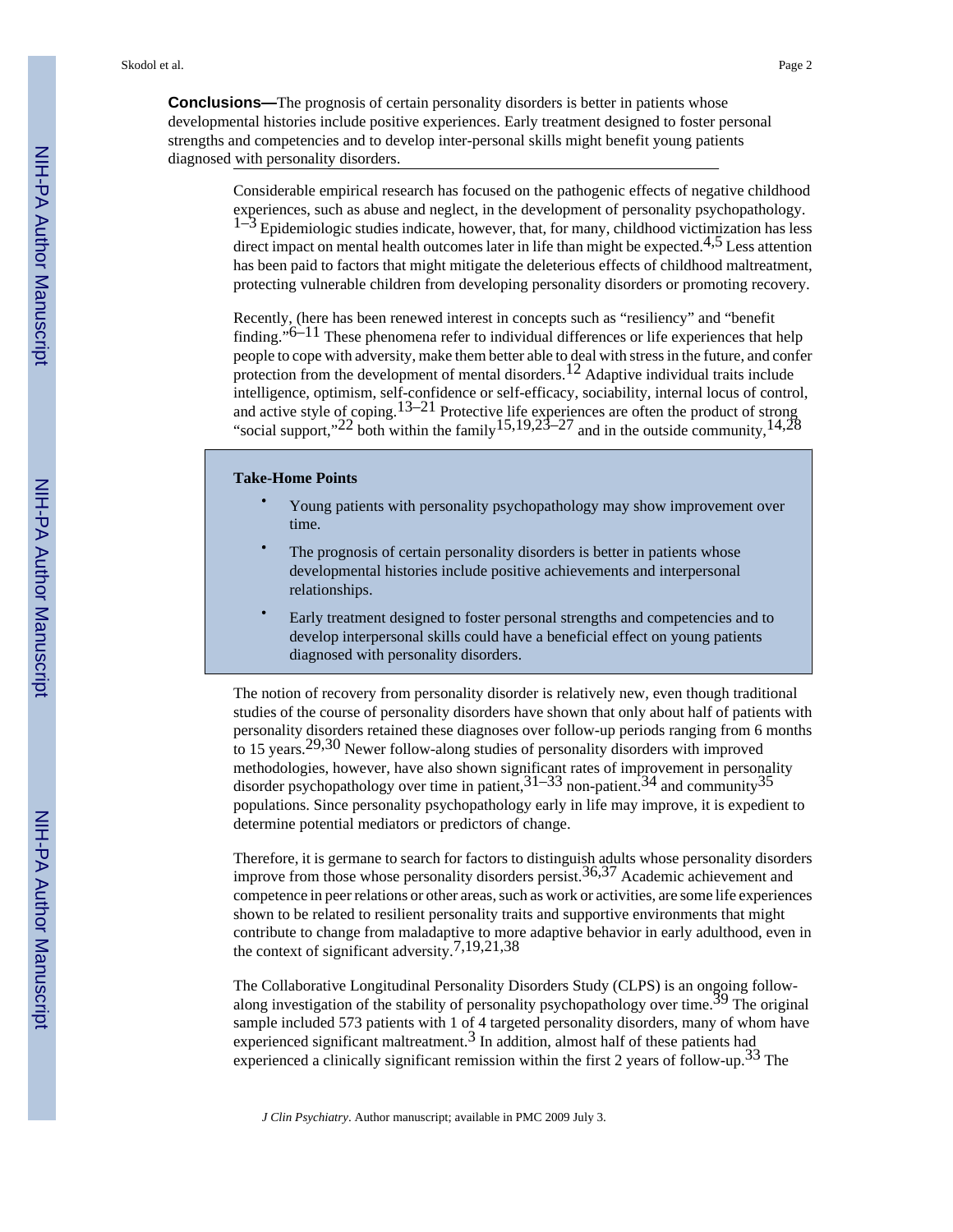**Conclusions—**The prognosis of certain personality disorders is better in patients whose developmental histories include positive experiences. Early treatment designed to foster personal strengths and competencies and to develop inter-personal skills might benefit young patients diagnosed with personality disorders.

Considerable empirical research has focused on the pathogenic effects of negative childhood experiences, such as abuse and neglect, in the development of personality psychopathology.[1–3] Epidemiologic studies indicate, however, that, for many, childhood victimization has less direct impact on mental health outcomes later in life than might be expected.[4,5] Less attention has been paid to factors that might mitigate the deleterious effects of childhood maltreatment, protecting vulnerable children from developing personality disorders or promoting recovery.

Recently, (here has been renewed interest in concepts such as "resiliency" and "benefit finding."[6–11] These phenomena refer to individual differences or life experiences that help people to cope with adversity, make them better able to deal with stress in the future, and confer protection from the development of mental disorders.[12] Adaptive individual traits include intelligence, optimism, self-confidence or self-efficacy, sociability, internal locus of control, and active style of coping.[13–21] Protective life experiences are often the product of strong "social support,"[22] both within the family[15,19,23–27] and in the outside community,[14,28]

**Take-Home Points**

- Young patients with personality psychopathology may show improvement over time.
- The prognosis of certain personality disorders is better in patients whose developmental histories include positive achievements and interpersonal relationships.
- Early treatment designed to foster personal strengths and competencies and to develop interpersonal skills could have a beneficial effect on young patients diagnosed with personality disorders.

The notion of recovery from personality disorder is relatively new, even though traditional studies of the course of personality disorders have shown that only about half of patients with personality disorders retained these diagnoses over follow-up periods ranging from 6 months to 15 years.[29,30] Newer follow-along studies of personality disorders with improved methodologies, however, have also shown significant rates of improvement in personality disorder psychopathology over time in patient,[31–33] non-patient.[34] and community[35] populations. Since personality psychopathology early in life may improve, it is expedient to determine potential mediators or predictors of change.

Therefore, it is germane to search for factors to distinguish adults whose personality disorders improve from those whose personality disorders persist.[36,37] Academic achievement and competence in peer relations or other areas, such as work or activities, are some life experiences shown to be related to resilient personality traits and supportive environments that might contribute to change from maladaptive to more adaptive behavior in early adulthood, even in the context of significant adversity.[7,19,21,38]

The Collaborative Longitudinal Personality Disorders Study (CLPS) is an ongoing follow-along investigation of the stability of personality psychopathology over time.[39] The original sample included 573 patients with 1 of 4 targeted personality disorders, many of whom have experienced significant maltreatment.[3] In addition, almost half of these patients had experienced a clinically significant remission within the first 2 years of follow-up.[33] The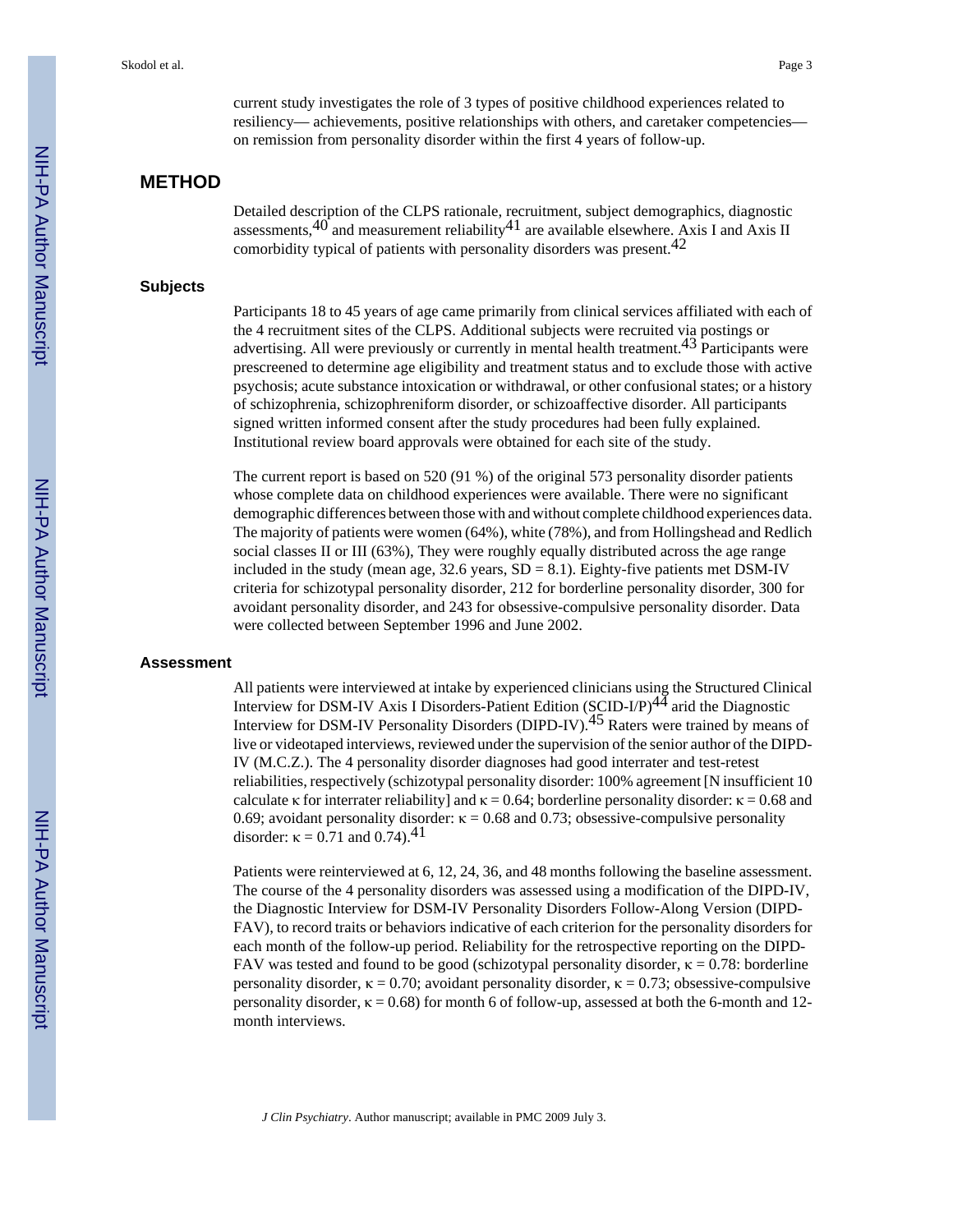current study investigates the role of 3 types of positive childhood experiences related to resiliency— achievements, positive relationships with others, and caretaker competencies—on remission from personality disorder within the first 4 years of follow-up.

## METHOD

Detailed description of the CLPS rationale, recruitment, subject demographics, diagnostic assessments,[40] and measurement reliability[41] are available elsewhere. Axis I and Axis II comorbidity typical of patients with personality disorders was present.[42]

### Subjects

Participants 18 to 45 years of age came primarily from clinical services affiliated with each of the 4 recruitment sites of the CLPS. Additional subjects were recruited via postings or advertising. All were previously or currently in mental health treatment.[43] Participants were prescreened to determine age eligibility and treatment status and to exclude those with active psychosis; acute substance intoxication or withdrawal, or other confusional states; or a history of schizophrenia, schizophreniform disorder, or schizoaffective disorder. All participants signed written informed consent after the study procedures had been fully explained. Institutional review board approvals were obtained for each site of the study.

The current report is based on 520 (91 %) of the original 573 personality disorder patients whose complete data on childhood experiences were available. There were no significant demographic differences between those with and without complete childhood experiences data. The majority of patients were women (64%), white (78%), and from Hollingshead and Redlich social classes II or III (63%), They were roughly equally distributed across the age range included in the study (mean age, 32.6 years, SD = 8.1). Eighty-five patients met DSM-IV criteria for schizotypal personality disorder, 212 for borderline personality disorder, 300 for avoidant personality disorder, and 243 for obsessive-compulsive personality disorder. Data were collected between September 1996 and June 2002.

### Assessment

All patients were interviewed at intake by experienced clinicians using the Structured Clinical Interview for DSM-IV Axis I Disorders-Patient Edition (SCID-I/P)[44] arid the Diagnostic Interview for DSM-IV Personality Disorders (DIPD-IV).[45] Raters were trained by means of live or videotaped interviews, reviewed under the supervision of the senior author of the DIPD-IV (M.C.Z.). The 4 personality disorder diagnoses had good interrater and test-retest reliabilities, respectively (schizotypal personality disorder: 100% agreement [N insufficient 10 calculate $\kappa$ for interrater reliability] and $\kappa = 0.64$; borderline personality disorder: $\kappa = 0.68$ and 0.69; avoidant personality disorder: $\kappa = 0.68$ and 0.73; obsessive-compulsive personality disorder: $\kappa = 0.71$ and 0.74).[41]

Patients were reinterviewed at 6, 12, 24, 36, and 48 months following the baseline assessment. The course of the 4 personality disorders was assessed using a modification of the DIPD-IV, the Diagnostic Interview for DSM-IV Personality Disorders Follow-Along Version (DIPD-FAV), to record traits or behaviors indicative of each criterion for the personality disorders for each month of the follow-up period. Reliability for the retrospective reporting on the DIPD-FAV was tested and found to be good (schizotypal personality disorder, $\kappa = 0.78$: borderline personality disorder, $\kappa = 0.70$; avoidant personality disorder, $\kappa = 0.73$; obsessive-compulsive personality disorder, $\kappa = 0.68$) for month 6 of follow-up, assessed at both the 6-month and 12-month interviews.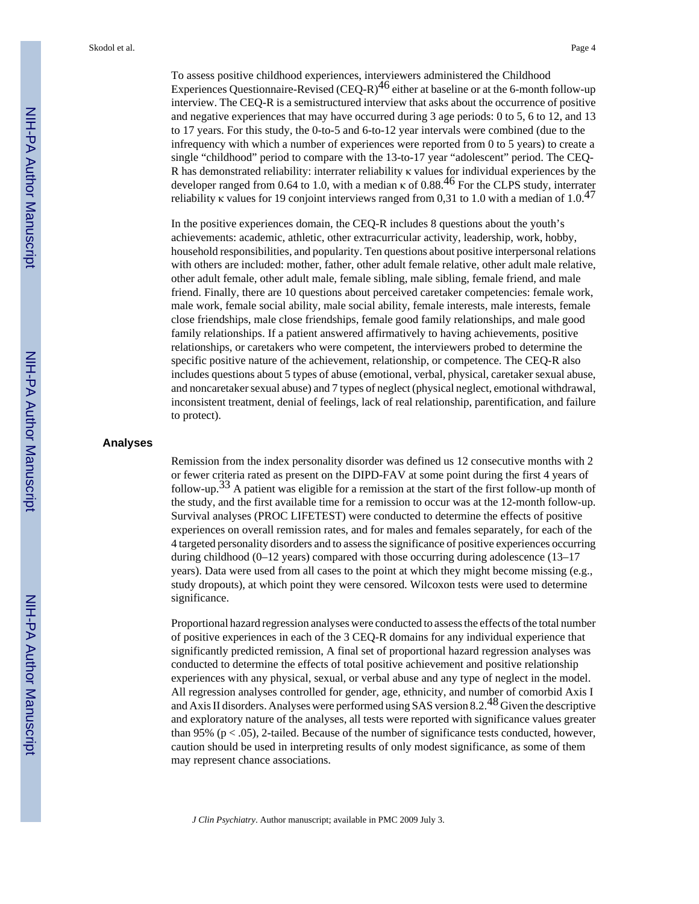To assess positive childhood experiences, interviewers administered the Childhood Experiences Questionnaire-Revised (CEQ-R)[46] either at baseline or at the 6-month follow-up interview. The CEQ-R is a semistructured interview that asks about the occurrence of positive and negative experiences that may have occurred during 3 age periods: 0 to 5, 6 to 12, and 13 to 17 years. For this study, the 0-to-5 and 6-to-12 year intervals were combined (due to the infrequency with which a number of experiences were reported from 0 to 5 years) to create a single "childhood" period to compare with the 13-to-17 year "adolescent" period. The CEQ-R has demonstrated reliability: interrater reliability κ values for individual experiences by the developer ranged from 0.64 to 1.0, with a median κ of 0.88.[46] For the CLPS study, interrater reliability κ values for 19 conjoint interviews ranged from 0,31 to 1.0 with a median of 1.0.[47]

In the positive experiences domain, the CEQ-R includes 8 questions about the youth's achievements: academic, athletic, other extracurricular activity, leadership, work, hobby, household responsibilities, and popularity. Ten questions about positive interpersonal relations with others are included: mother, father, other adult female relative, other adult male relative, other adult female, other adult male, female sibling, male sibling, female friend, and male friend. Finally, there are 10 questions about perceived caretaker competencies: female work, male work, female social ability, male social ability, female interests, male interests, female close friendships, male close friendships, female good family relationships, and male good family relationships. If a patient answered affirmatively to having achievements, positive relationships, or caretakers who were competent, the interviewers probed to determine the specific positive nature of the achievement, relationship, or competence. The CEQ-R also includes questions about 5 types of abuse (emotional, verbal, physical, caretaker sexual abuse, and noncaretaker sexual abuse) and 7 types of neglect (physical neglect, emotional withdrawal, inconsistent treatment, denial of feelings, lack of real relationship, parentification, and failure to protect).

## Analyses

Remission from the index personality disorder was defined us 12 consecutive months with 2 or fewer criteria rated as present on the DIPD-FAV at some point during the first 4 years of follow-up.[33] A patient was eligible for a remission at the start of the first follow-up month of the study, and the first available time for a remission to occur was at the 12-month follow-up. Survival analyses (PROC LIFETEST) were conducted to determine the effects of positive experiences on overall remission rates, and for males and females separately, for each of the 4 targeted personality disorders and to assess the significance of positive experiences occurring during childhood (0–12 years) compared with those occurring during adolescence (13–17 years). Data were used from all cases to the point at which they might become missing (e.g., study dropouts), at which point they were censored. Wilcoxon tests were used to determine significance.

Proportional hazard regression analyses were conducted to assess the effects of the total number of positive experiences in each of the 3 CEQ-R domains for any individual experience that significantly predicted remission, A final set of proportional hazard regression analyses was conducted to determine the effects of total positive achievement and positive relationship experiences with any physical, sexual, or verbal abuse and any type of neglect in the model. All regression analyses controlled for gender, age, ethnicity, and number of comorbid Axis I and Axis II disorders. Analyses were performed using SAS version 8.2.[48] Given the descriptive and exploratory nature of the analyses, all tests were reported with significance values greater than 95% ($p < .05$), 2-tailed. Because of the number of significance tests conducted, however, caution should be used in interpreting results of only modest significance, as some of them may represent chance associations.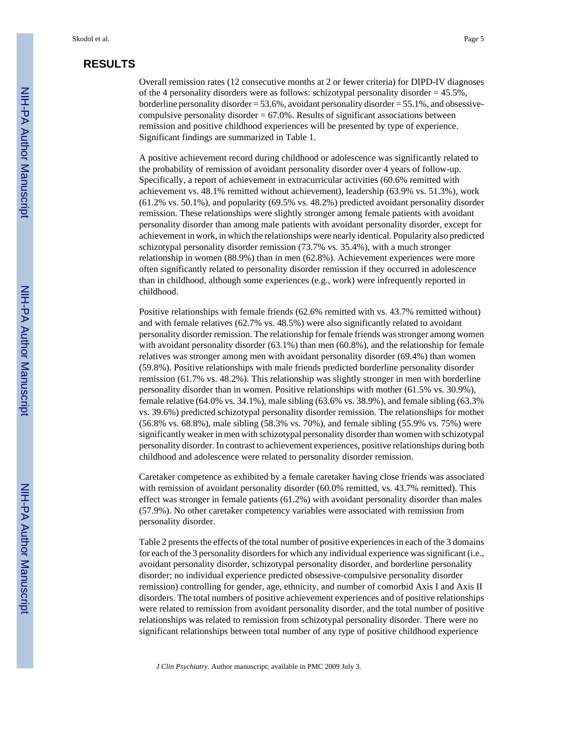## RESULTS

Overall remission rates (12 consecutive months at 2 or fewer criteria) for DIPD-IV diagnoses of the 4 personality disorders were as follows: schizotypal personality disorder = 45.5%, borderline personality disorder = 53.6%, avoidant personality disorder = 55.1%, and obsessive-compulsive personality disorder = 67.0%. Results of significant associations between remission and positive childhood experiences will be presented by type of experience. Significant findings are summarized in Table 1.

A positive achievement record during childhood or adolescence was significantly related to the probability of remission of avoidant personality disorder over 4 years of follow-up. Specifically, a report of achievement in extracurricular activities (60.6% remitted with achievement vs. 48.1% remitted without achievement), leadership (63.9% vs. 51.3%), work (61.2% vs. 50.1%), and popularity (69.5% vs. 48.2%) predicted avoidant personality disorder remission. These relationships were slightly stronger among female patients with avoidant personality disorder than among male patients with avoidant personality disorder, except for achievement in work, in which the relationships were nearly identical. Popularity also predicted schizotypal personality disorder remission (73.7% vs. 35.4%), with a much stronger relationship in women (88.9%) than in men (62.8%). Achievement experiences were more often significantly related to personality disorder remission if they occurred in adolescence than in childhood, although some experiences (e.g., work) were infrequently reported in childhood.

Positive relationships with female friends (62.6% remitted with vs. 43.7% remitted without) and with female relatives (62.7% vs. 48.5%) were also significantly related to avoidant personality disorder remission. The relationship for female friends was stronger among women with avoidant personality disorder (63.1%) than men (60.8%), and the relationship for female relatives was stronger among men with avoidant personality disorder (69.4%) than women (59.8%). Positive relationships with male friends predicted borderline personality disorder remission (61.7% vs. 48.2%). This relationship was slightly stronger in men with borderline personality disorder than in women. Positive relationships with mother (61.5% vs. 30.9%), female relative (64.0% vs. 34.1%), male sibling (63.6% vs. 38.9%), and female sibling (63.3% vs. 39.6%) predicted schizotypal personality disorder remission. The relationships for mother (56.8% vs. 68.8%), male sibling (58.3% vs. 70%), and female sibling (55.9% vs. 75%) were significantly weaker in men with schizotypal personality disorder than women with schizotypal personality disorder. In contrast to achievement experiences, positive relationships during both childhood and adolescence were related to personality disorder remission.

Caretaker competence as exhibited by a female caretaker having close friends was associated with remission of avoidant personality disorder (60.0% remitted, vs. 43.7% remitted). This effect was stronger in female patients (61.2%) with avoidant personality disorder than males (57.9%). No other caretaker competency variables were associated with remission from personality disorder.

Table 2 presents the effects of the total number of positive experiences in each of the 3 domains for each of the 3 personality disorders for which any individual experience was significant (i.e., avoidant personality disorder, schizotypal personality disorder, and borderline personality disorder; no individual experience predicted obsessive-compulsive personality disorder remission) controlling for gender, age, ethnicity, and number of comorbid Axis I and Axis II disorders. The total numbers of positive achievement experiences and of positive relationships were related to remission from avoidant personality disorder, and the total number of positive relationships was related to remission from schizotypal personality disorder. There were no significant relationships between total number of any type of positive childhood experience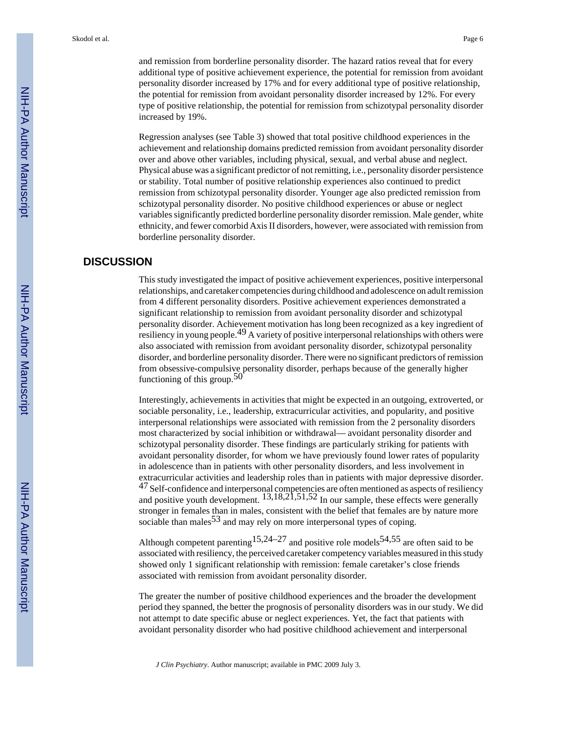and remission from borderline personality disorder. The hazard ratios reveal that for every additional type of positive achievement experience, the potential for remission from avoidant personality disorder increased by 17% and for every additional type of positive relationship, the potential for remission from avoidant personality disorder increased by 12%. For every type of positive relationship, the potential for remission from schizotypal personality disorder increased by 19%.

Regression analyses (see Table 3) showed that total positive childhood experiences in the achievement and relationship domains predicted remission from avoidant personality disorder over and above other variables, including physical, sexual, and verbal abuse and neglect. Physical abuse was a significant predictor of not remitting, i.e., personality disorder persistence or stability. Total number of positive relationship experiences also continued to predict remission from schizotypal personality disorder. Younger age also predicted remission from schizotypal personality disorder. No positive childhood experiences or abuse or neglect variables significantly predicted borderline personality disorder remission. Male gender, white ethnicity, and fewer comorbid Axis II disorders, however, were associated with remission from borderline personality disorder.

## DISCUSSION

This study investigated the impact of positive achievement experiences, positive interpersonal relationships, and caretaker competencies during childhood and adolescence on adult remission from 4 different personality disorders. Positive achievement experiences demonstrated a significant relationship to remission from avoidant personality disorder and schizotypal personality disorder. Achievement motivation has long been recognized as a key ingredient of resiliency in young people.[49] A variety of positive interpersonal relationships with others were also associated with remission from avoidant personality disorder, schizotypal personality disorder, and borderline personality disorder. There were no significant predictors of remission from obsessive-compulsive personality disorder, perhaps because of the generally higher functioning of this group.[50]

Interestingly, achievements in activities that might be expected in an outgoing, extroverted, or sociable personality, i.e., leadership, extracurricular activities, and popularity, and positive interpersonal relationships were associated with remission from the 2 personality disorders most characterized by social inhibition or withdrawal— avoidant personality disorder and schizotypal personality disorder. These findings are particularly striking for patients with avoidant personality disorder, for whom we have previously found lower rates of popularity in adolescence than in patients with other personality disorders, and less involvement in extracurricular activities and leadership roles than in patients with major depressive disorder.[47] Self-confidence and interpersonal competencies are often mentioned as aspects of resiliency and positive youth development.[13,18,21,51,52] In our sample, these effects were generally stronger in females than in males, consistent with the belief that females are by nature more sociable than males[53] and may rely on more interpersonal types of coping.

Although competent parenting[15,24–27] and positive role models[54,55] are often said to be associated with resiliency, the perceived caretaker competency variables measured in this study showed only 1 significant relationship with remission: female caretaker's close friends associated with remission from avoidant personality disorder.

The greater the number of positive childhood experiences and the broader the development period they spanned, the better the prognosis of personality disorders was in our study. We did not attempt to date specific abuse or neglect experiences. Yet, the fact that patients with avoidant personality disorder who had positive childhood achievement and interpersonal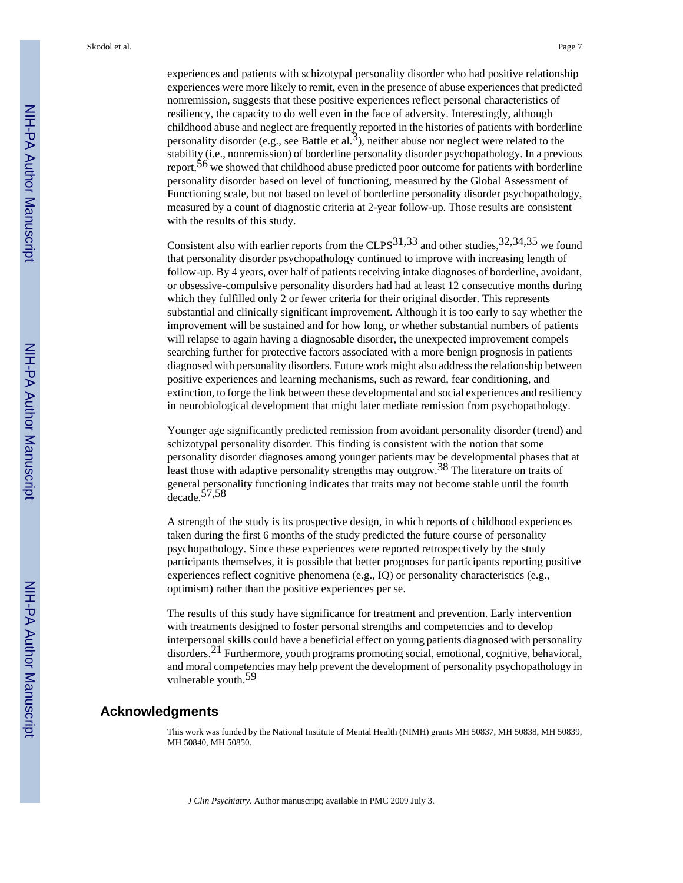experiences and patients with schizotypal personality disorder who had positive relationship experiences were more likely to remit, even in the presence of abuse experiences that predicted nonremission, suggests that these positive experiences reflect personal characteristics of resiliency, the capacity to do well even in the face of adversity. Interestingly, although childhood abuse and neglect are frequently reported in the histories of patients with borderline personality disorder (e.g., see Battle et al.[3]), neither abuse nor neglect were related to the stability (i.e., nonremission) of borderline personality disorder psychopathology. In a previous report,[56] we showed that childhood abuse predicted poor outcome for patients with borderline personality disorder based on level of functioning, measured by the Global Assessment of Functioning scale, but not based on level of borderline personality disorder psychopathology, measured by a count of diagnostic criteria at 2-year follow-up. Those results are consistent with the results of this study.

Consistent also with earlier reports from the CLPS[31,33] and other studies,[32,34,35] we found that personality disorder psychopathology continued to improve with increasing length of follow-up. By 4 years, over half of patients receiving intake diagnoses of borderline, avoidant, or obsessive-compulsive personality disorders had had at least 12 consecutive months during which they fulfilled only 2 or fewer criteria for their original disorder. This represents substantial and clinically significant improvement. Although it is too early to say whether the improvement will be sustained and for how long, or whether substantial numbers of patients will relapse to again having a diagnosable disorder, the unexpected improvement compels searching further for protective factors associated with a more benign prognosis in patients diagnosed with personality disorders. Future work might also address the relationship between positive experiences and learning mechanisms, such as reward, fear conditioning, and extinction, to forge the link between these developmental and social experiences and resiliency in neurobiological development that might later mediate remission from psychopathology.

Younger age significantly predicted remission from avoidant personality disorder (trend) and schizotypal personality disorder. This finding is consistent with the notion that some personality disorder diagnoses among younger patients may be developmental phases that at least those with adaptive personality strengths may outgrow.[38] The literature on traits of general personality functioning indicates that traits may not become stable until the fourth decade.[57,58]

A strength of the study is its prospective design, in which reports of childhood experiences taken during the first 6 months of the study predicted the future course of personality psychopathology. Since these experiences were reported retrospectively by the study participants themselves, it is possible that better prognoses for participants reporting positive experiences reflect cognitive phenomena (e.g., IQ) or personality characteristics (e.g., optimism) rather than the positive experiences per se.

The results of this study have significance for treatment and prevention. Early intervention with treatments designed to foster personal strengths and competencies and to develop interpersonal skills could have a beneficial effect on young patients diagnosed with personality disorders.[21] Furthermore, youth programs promoting social, emotional, cognitive, behavioral, and moral competencies may help prevent the development of personality psychopathology in vulnerable youth.[59]

## Acknowledgments

This work was funded by the National Institute of Mental Health (NIMH) grants MH 50837, MH 50838, MH 50839, MH 50840, MH 50850.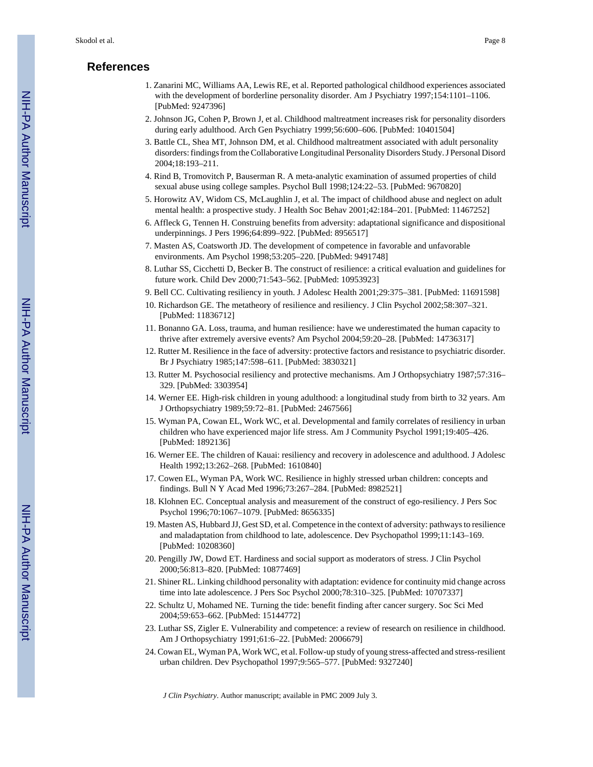## References

1. Zanarini MC, Williams AA, Lewis RE, et al. Reported pathological childhood experiences associated with the development of borderline personality disorder. Am J Psychiatry 1997;154:1101–1106. [PubMed: 9247396]
2. Johnson JG, Cohen P, Brown J, et al. Childhood maltreatment increases risk for personality disorders during early adulthood. Arch Gen Psychiatry 1999;56:600–606. [PubMed: 10401504]
3. Battle CL, Shea MT, Johnson DM, et al. Childhood maltreatment associated with adult personality disorders: findings from the Collaborative Longitudinal Personality Disorders Study. J Personal Disord 2004;18:193–211.
4. Rind B, Tromovitch P, Bauserman R. A meta-analytic examination of assumed properties of child sexual abuse using college samples. Psychol Bull 1998;124:22–53. [PubMed: 9670820]
5. Horowitz AV, Widom CS, McLaughlin J, et al. The impact of childhood abuse and neglect on adult mental health: a prospective study. J Health Soc Behav 2001;42:184–201. [PubMed: 11467252]
6. Affleck G, Tennen H. Construing benefits from adversity: adaptational significance and dispositional underpinnings. J Pers 1996;64:899–922. [PubMed: 8956517]
7. Masten AS, Coatsworth JD. The development of competence in favorable and unfavorable environments. Am Psychol 1998;53:205–220. [PubMed: 9491748]
8. Luthar SS, Cicchetti D, Becker B. The construct of resilience: a critical evaluation and guidelines for future work. Child Dev 2000;71:543–562. [PubMed: 10953923]
9. Bell CC. Cultivating resiliency in youth. J Adolesc Health 2001;29:375–381. [PubMed: 11691598]
10. Richardson GE. The metatheory of resilience and resiliency. J Clin Psychol 2002;58:307–321. [PubMed: 11836712]
11. Bonanno GA. Loss, trauma, and human resilience: have we underestimated the human capacity to thrive after extremely aversive events? Am Psychol 2004;59:20–28. [PubMed: 14736317]
12. Rutter M. Resilience in the face of adversity: protective factors and resistance to psychiatric disorder. Br J Psychiatry 1985;147:598–611. [PubMed: 3830321]
13. Rutter M. Psychosocial resiliency and protective mechanisms. Am J Orthopsychiatry 1987;57:316–329. [PubMed: 3303954]
14. Werner EE. High-risk children in young adulthood: a longitudinal study from birth to 32 years. Am J Orthopsychiatry 1989;59:72–81. [PubMed: 2467566]
15. Wyman PA, Cowan EL, Work WC, et al. Developmental and family correlates of resiliency in urban children who have experienced major life stress. Am J Community Psychol 1991;19:405–426. [PubMed: 1892136]
16. Werner EE. The children of Kauai: resiliency and recovery in adolescence and adulthood. J Adolesc Health 1992;13:262–268. [PubMed: 1610840]
17. Cowen EL, Wyman PA, Work WC. Resilience in highly stressed urban children: concepts and findings. Bull N Y Acad Med 1996;73:267–284. [PubMed: 8982521]
18. Klohnen EC. Conceptual analysis and measurement of the construct of ego-resiliency. J Pers Soc Psychol 1996;70:1067–1079. [PubMed: 8656335]
19. Masten AS, Hubbard JJ, Gest SD, et al. Competence in the context of adversity: pathways to resilience and maladaptation from childhood to late, adolescence. Dev Psychopathol 1999;11:143–169. [PubMed: 10208360]
20. Pengilly JW, Dowd ET. Hardiness and social support as moderators of stress. J Clin Psychol 2000;56:813–820. [PubMed: 10877469]
21. Shiner RL. Linking childhood personality with adaptation: evidence for continuity mid change across time into late adolescence. J Pers Soc Psychol 2000;78:310–325. [PubMed: 10707337]
22. Schultz U, Mohamed NE. Turning the tide: benefit finding after cancer surgery. Soc Sci Med 2004;59:653–662. [PubMed: 15144772]
23. Luthar SS, Zigler E. Vulnerability and competence: a review of research on resilience in childhood. Am J Orthopsychiatry 1991;61:6–22. [PubMed: 2006679]
24. Cowan EL, Wyman PA, Work WC, et al. Follow-up study of young stress-affected and stress-resilient urban children. Dev Psychopathol 1997;9:565–577. [PubMed: 9327240]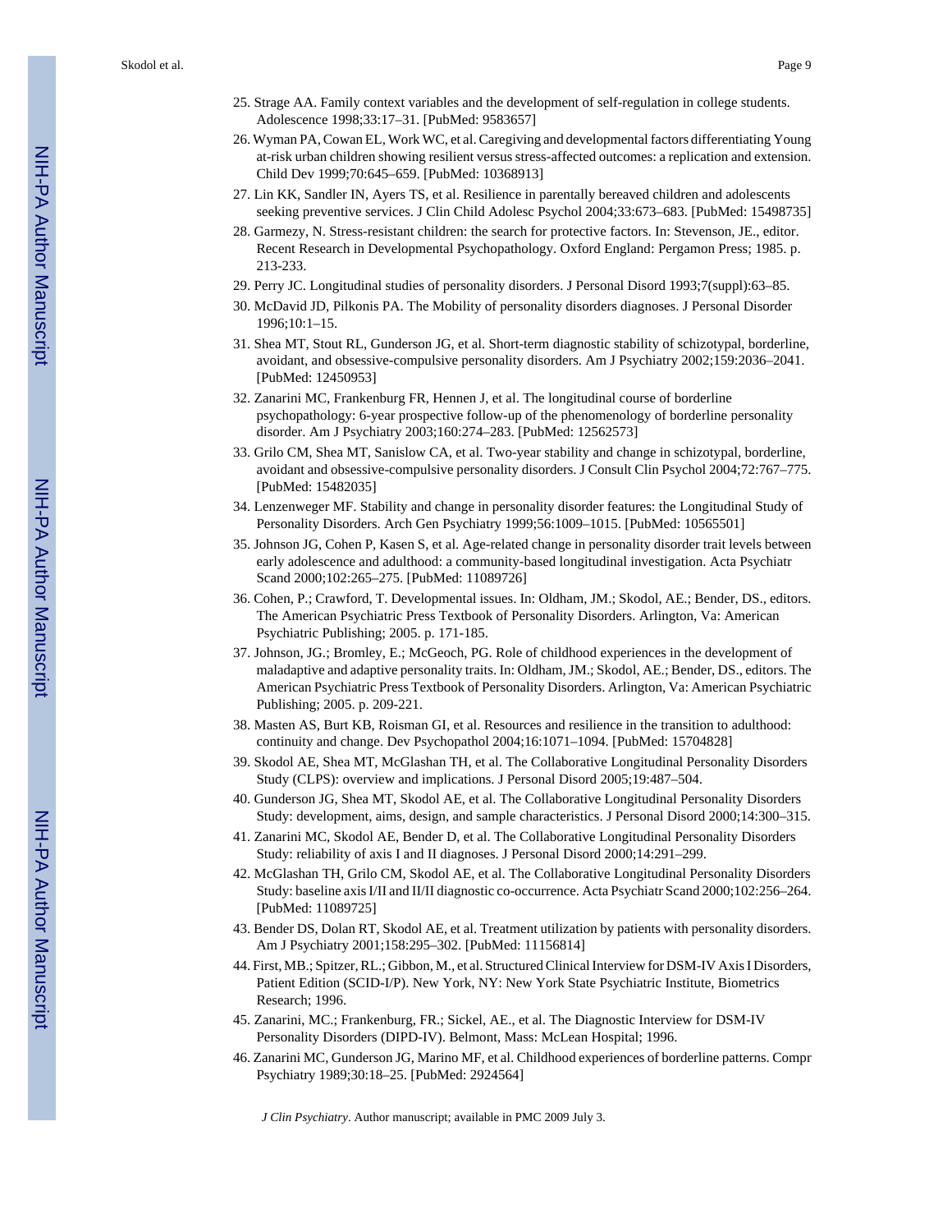25. Strage AA. Family context variables and the development of self-regulation in college students. Adolescence 1998;33:17–31. [PubMed: 9583657]
26. Wyman PA, Cowan EL, Work WC, et al. Caregiving and developmental factors differentiating Young at-risk urban children showing resilient versus stress-affected outcomes: a replication and extension. Child Dev 1999;70:645–659. [PubMed: 10368913]
27. Lin KK, Sandler IN, Ayers TS, et al. Resilience in parentally bereaved children and adolescents seeking preventive services. J Clin Child Adolesc Psychol 2004;33:673–683. [PubMed: 15498735]
28. Garmezy, N. Stress-resistant children: the search for protective factors. In: Stevenson, JE., editor. Recent Research in Developmental Psychopathology. Oxford England: Pergamon Press; 1985. p. 213-233.
29. Perry JC. Longitudinal studies of personality disorders. J Personal Disord 1993;7(suppl):63–85.
30. McDavid JD, Pilkonis PA. The Mobility of personality disorders diagnoses. J Personal Disorder 1996;10:1–15.
31. Shea MT, Stout RL, Gunderson JG, et al. Short-term diagnostic stability of schizotypal, borderline, avoidant, and obsessive-compulsive personality disorders. Am J Psychiatry 2002;159:2036–2041. [PubMed: 12450953]
32. Zanarini MC, Frankenburg FR, Hennen J, et al. The longitudinal course of borderline psychopathology: 6-year prospective follow-up of the phenomenology of borderline personality disorder. Am J Psychiatry 2003;160:274–283. [PubMed: 12562573]
33. Grilo CM, Shea MT, Sanislow CA, et al. Two-year stability and change in schizotypal, borderline, avoidant and obsessive-compulsive personality disorders. J Consult Clin Psychol 2004;72:767–775. [PubMed: 15482035]
34. Lenzenweger MF. Stability and change in personality disorder features: the Longitudinal Study of Personality Disorders. Arch Gen Psychiatry 1999;56:1009–1015. [PubMed: 10565501]
35. Johnson JG, Cohen P, Kasen S, et al. Age-related change in personality disorder trait levels between early adolescence and adulthood: a community-based longitudinal investigation. Acta Psychiatr Scand 2000;102:265–275. [PubMed: 11089726]
36. Cohen, P.; Crawford, T. Developmental issues. In: Oldham, JM.; Skodol, AE.; Bender, DS., editors. The American Psychiatric Press Textbook of Personality Disorders. Arlington, Va: American Psychiatric Publishing; 2005. p. 171-185.
37. Johnson, JG.; Bromley, E.; McGeoch, PG. Role of childhood experiences in the development of maladaptive and adaptive personality traits. In: Oldham, JM.; Skodol, AE.; Bender, DS., editors. The American Psychiatric Press Textbook of Personality Disorders. Arlington, Va: American Psychiatric Publishing; 2005. p. 209-221.
38. Masten AS, Burt KB, Roisman GI, et al. Resources and resilience in the transition to adulthood: continuity and change. Dev Psychopathol 2004;16:1071–1094. [PubMed: 15704828]
39. Skodol AE, Shea MT, McGlashan TH, et al. The Collaborative Longitudinal Personality Disorders Study (CLPS): overview and implications. J Personal Disord 2005;19:487–504.
40. Gunderson JG, Shea MT, Skodol AE, et al. The Collaborative Longitudinal Personality Disorders Study: development, aims, design, and sample characteristics. J Personal Disord 2000;14:300–315.
41. Zanarini MC, Skodol AE, Bender D, et al. The Collaborative Longitudinal Personality Disorders Study: reliability of axis I and II diagnoses. J Personal Disord 2000;14:291–299.
42. McGlashan TH, Grilo CM, Skodol AE, et al. The Collaborative Longitudinal Personality Disorders Study: baseline axis I/II and II/II diagnostic co-occurrence. Acta Psychiatr Scand 2000;102:256–264. [PubMed: 11089725]
43. Bender DS, Dolan RT, Skodol AE, et al. Treatment utilization by patients with personality disorders. Am J Psychiatry 2001;158:295–302. [PubMed: 11156814]
44. First, MB.; Spitzer, RL.; Gibbon, M., et al. Structured Clinical Interview for DSM-IV Axis I Disorders, Patient Edition (SCID-I/P). New York, NY: New York State Psychiatric Institute, Biometrics Research; 1996.
45. Zanarini, MC.; Frankenburg, FR.; Sickel, AE., et al. The Diagnostic Interview for DSM-IV Personality Disorders (DIPD-IV). Belmont, Mass: McLean Hospital; 1996.
46. Zanarini MC, Gunderson JG, Marino MF, et al. Childhood experiences of borderline patterns. Compr Psychiatry 1989;30:18–25. [PubMed: 2924564]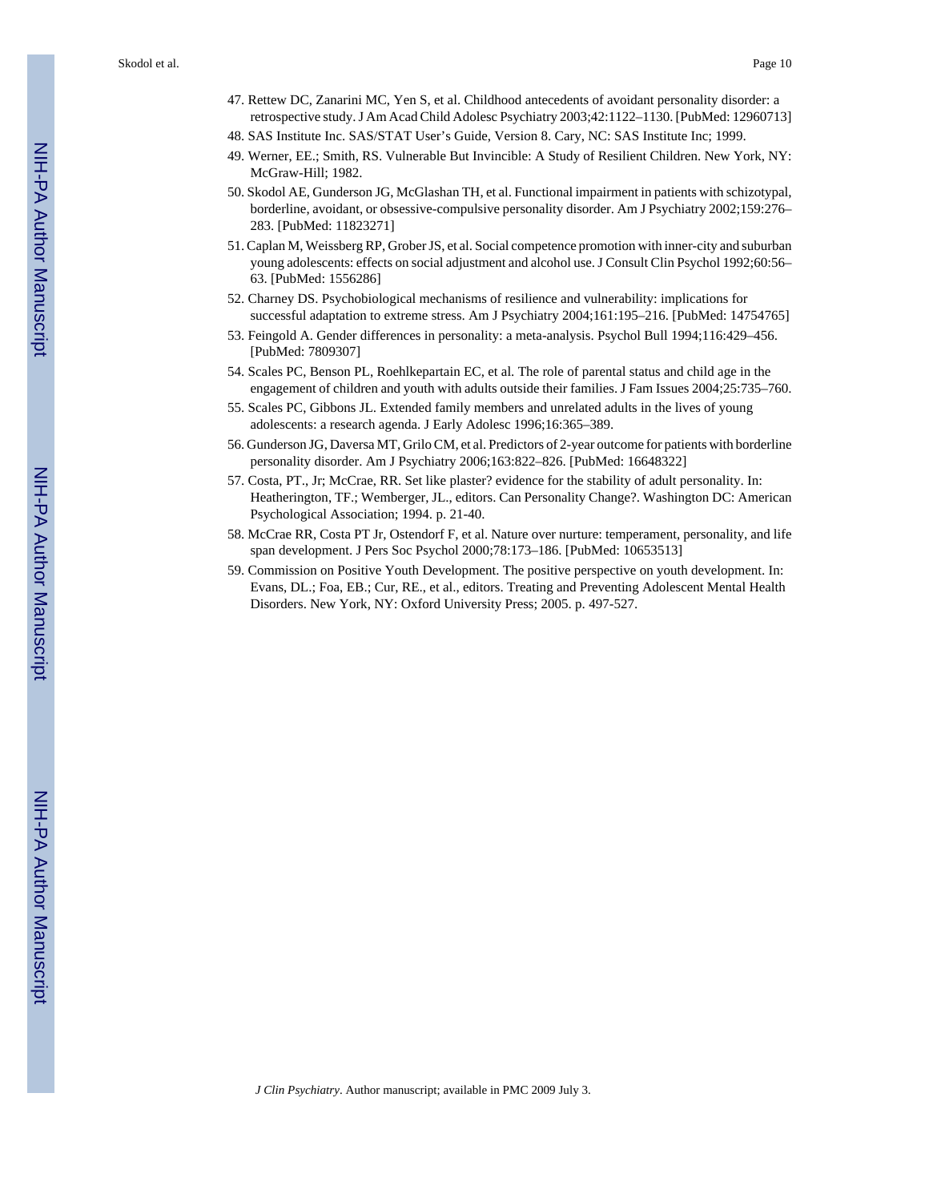47. Rettew DC, Zanarini MC, Yen S, et al. Childhood antecedents of avoidant personality disorder: a retrospective study. J Am Acad Child Adolesc Psychiatry 2003;42:1122–1130. [PubMed: 12960713]
48. SAS Institute Inc. SAS/STAT User's Guide, Version 8. Cary, NC: SAS Institute Inc; 1999.
49. Werner, EE.; Smith, RS. Vulnerable But Invincible: A Study of Resilient Children. New York, NY: McGraw-Hill; 1982.
50. Skodol AE, Gunderson JG, McGlashan TH, et al. Functional impairment in patients with schizotypal, borderline, avoidant, or obsessive-compulsive personality disorder. Am J Psychiatry 2002;159:276–283. [PubMed: 11823271]
51. Caplan M, Weissberg RP, Grober JS, et al. Social competence promotion with inner-city and suburban young adolescents: effects on social adjustment and alcohol use. J Consult Clin Psychol 1992;60:56–63. [PubMed: 1556286]
52. Charney DS. Psychobiological mechanisms of resilience and vulnerability: implications for successful adaptation to extreme stress. Am J Psychiatry 2004;161:195–216. [PubMed: 14754765]
53. Feingold A. Gender differences in personality: a meta-analysis. Psychol Bull 1994;116:429–456. [PubMed: 7809307]
54. Scales PC, Benson PL, Roehlkepartain EC, et al. The role of parental status and child age in the engagement of children and youth with adults outside their families. J Fam Issues 2004;25:735–760.
55. Scales PC, Gibbons JL. Extended family members and unrelated adults in the lives of young adolescents: a research agenda. J Early Adolesc 1996;16:365–389.
56. Gunderson JG, Daversa MT, Grilo CM, et al. Predictors of 2-year outcome for patients with borderline personality disorder. Am J Psychiatry 2006;163:822–826. [PubMed: 16648322]
57. Costa, PT., Jr; McCrae, RR. Set like plaster? evidence for the stability of adult personality. In: Heatherington, TF.; Wemberger, JL., editors. Can Personality Change?. Washington DC: American Psychological Association; 1994. p. 21-40.
58. McCrae RR, Costa PT Jr, Ostendorf F, et al. Nature over nurture: temperament, personality, and life span development. J Pers Soc Psychol 2000;78:173–186. [PubMed: 10653513]
59. Commission on Positive Youth Development. The positive perspective on youth development. In: Evans, DL.; Foa, EB.; Cur, RE., et al., editors. Treating and Preventing Adolescent Mental Health Disorders. New York, NY: Oxford University Press; 2005. p. 497-527.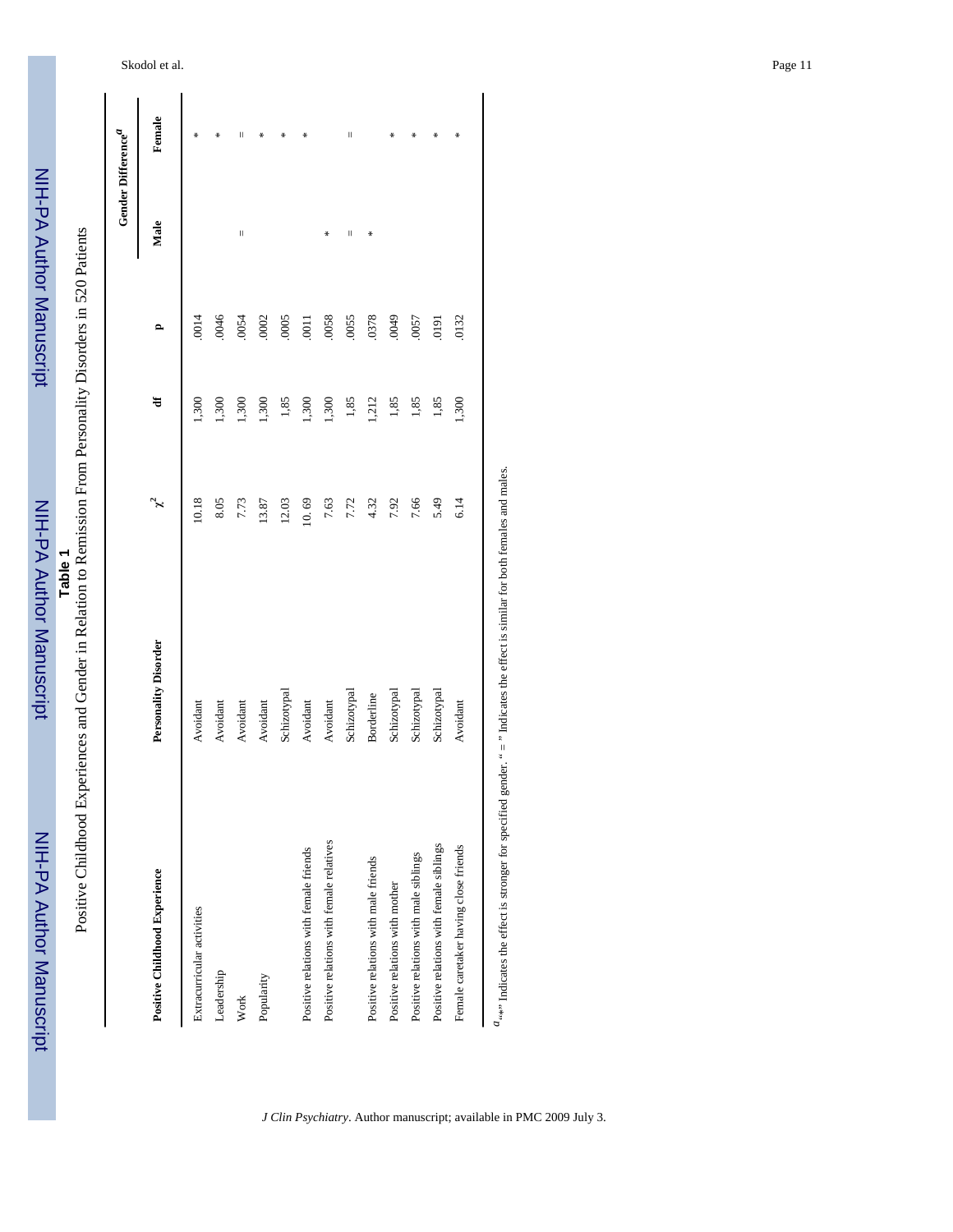**Table 1**

Positive Childhood Experiences and Gender in Relation to Remission From Personality Disorders in 520 Patients

| Positive Childhood Experience | Personality Disorder | $\chi^2$ | df | p | Gender Difference[a] | |
|---|---|---|---|---|---|---|
| | | | | | Male | Female |
| Extracurricular activities | Avoidant | 10.18 | 1,300 | .0014 | | * |
| Leadership | Avoidant | 8.05 | 1,300 | .0046 | | * |
| Work | Avoidant | 7.73 | 1,300 | .0054 | = | = |
| Popularity | Avoidant | 13.87 | 1,300 | .0002 | | * |
| | Schizotypal | 12.03 | 1,85 | .0005 | | * |
| Positive relations with female friends | Avoidant | 10.69 | 1,300 | .0011 | | * |
| Positive relations with female relatives | Avoidant | 7.63 | 1,300 | .0058 | * | |
| | Schizotypal | 7.72 | 1,85 | .0055 | = | = |
| Positive relations with male friends | Borderline | 4.32 | 1,212 | .0378 | * | |
| Positive relations with mother | Schizotypal | 7.92 | 1,85 | .0049 | | * |
| Positive relations with male siblings | Schizotypal | 7.66 | 1,85 | .0057 | | * |
| Positive relations with female siblings | Schizotypal | 5.49 | 1,85 | .0191 | | * |
| Female caretaker having close friends | Avoidant | 6.14 | 1,300 | .0132 | | * |

[a] "*" Indicates the effect is stronger for specified gender. " = " Indicates the effect is similar for both females and males.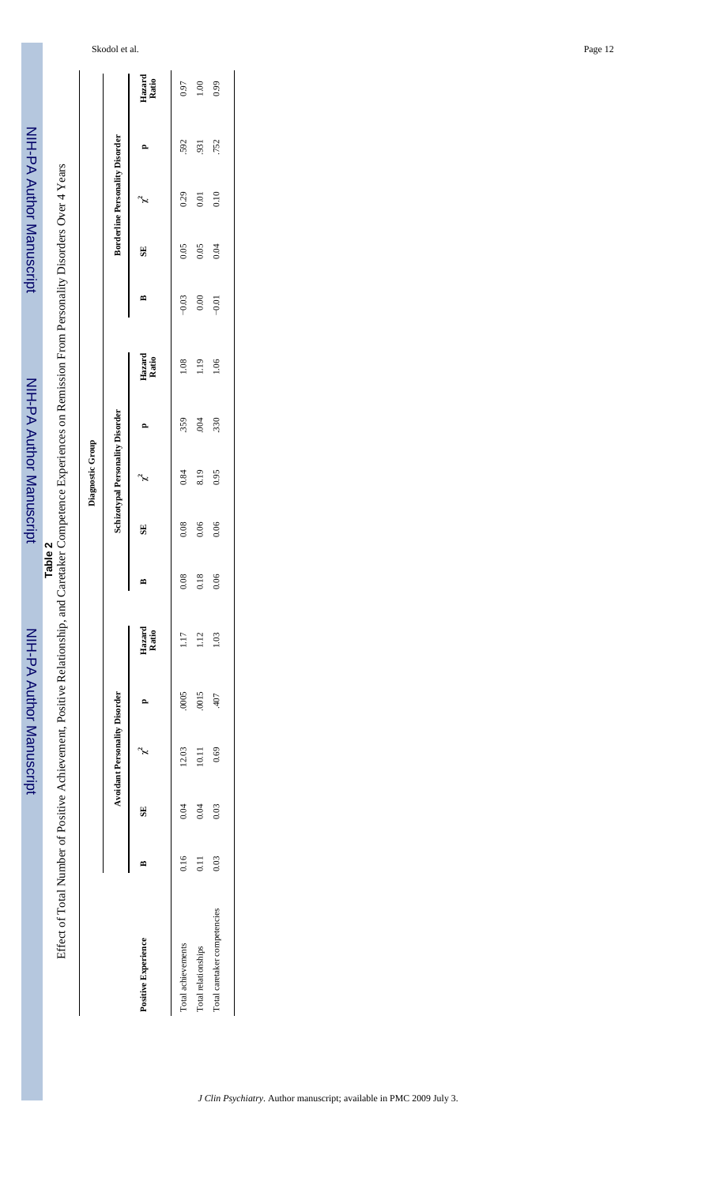**Table 2**

Effect of Total Number of Positive Achievement, Positive Relationship, and Caretaker Competence Experiences on Remission From Personality Disorders Over 4 Years

| | Diagnostic Group | | | | | | | | | | | | | | |
|---|---|---|---|---|---|---|---|---|---|---|---|---|---|---|---|
| | Avoidant Personality Disorder | | | | | Schizotypal Personality Disorder | | | | | Borderline Personality Disorder | | | | |
| Positive Experience | B | SE | $\chi^2$ | p | Hazard Ratio | B | SE | $\chi^2$ | p | Hazard Ratio | B | SE | $\chi^2$ | p | Hazard Ratio |
| Total achievements | 0.16 | 0.04 | 12.03 | .0005 | 1.17 | 0.08 | 0.08 | 0.84 | .359 | 1.08 | −0.03 | 0.05 | 0.29 | .592 | 0.97 |
| Total relationships | 0.11 | 0.04 | 10.11 | .0015 | 1.12 | 0.18 | 0.06 | 8.19 | .004 | 1.19 | 0.00 | 0.05 | 0.01 | .931 | 1.00 |
| Total caretaker competencies | 0.03 | 0.03 | 0.69 | .407 | 1.03 | 0.06 | 0.06 | 0.95 | .330 | 1.06 | −0.01 | 0.04 | 0.10 | .752 | 0.99 |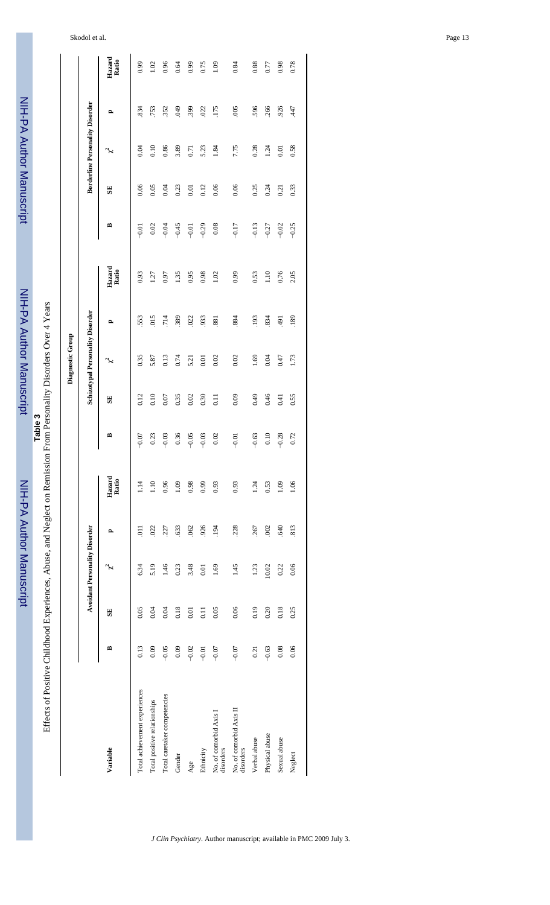**Table 3**

Effects of Positive Childhood Experiences, Abuse, and Neglect on Remission From Personality Disorders Over 4 Years

| | Diagnostic Group | | | | | | | | | | | | | | |
|---|---|---|---|---|---|---|---|---|---|---|---|---|---|---|---|
| | Avoidant Personality Disorder | | | | | Schizotypal Personality Disorder | | | | | Borderline Personality Disorder | | | | |
| Variable | B | SE | $\chi^2$ | p | Hazard Ratio | B | SE | $\chi^2$ | p | Hazard Ratio | B | SE | $\chi^2$ | p | Hazard Ratio |
| Total achievement experiences | 0.13 | 0.05 | 6.34 | .011 | 1.14 | −0.07 | 0.12 | 0.35 | .553 | 0.93 | −0.01 | 0.06 | 0.04 | .834 | 0.99 |
| Total positive relationships | 0.09 | 0.04 | 5.19 | .022 | 1.10 | 0.23 | 0.10 | 5.87 | .015 | 1.27 | 0.02 | 0.05 | 0.10 | .753 | 1.02 |
| Total caretaker competencies | −0.05 | 0.04 | 1.46 | .227 | 0.96 | −0.03 | 0.07 | 0.13 | .714 | 0.97 | −0.04 | 0.04 | 0.86 | .352 | 0.96 |
| Gender | 0.09 | 0.18 | 0.23 | .633 | 1.09 | 0.36 | 0.35 | 0.74 | .389 | 1.35 | −0.45 | 0.23 | 3.89 | .049 | 0.64 |
| Age | −0.02 | 0.01 | 3.48 | .062 | 0.98 | −0.05 | 0.02 | 5.21 | .022 | 0.95 | −0.01 | 0.01 | 0.71 | .399 | 0.99 |
| Ethnicity | −0.01 | 0.11 | 0.01 | .926 | 0.99 | −0.03 | 0.30 | 0.01 | .933 | 0.98 | −0.29 | 0.12 | 5.23 | .022 | 0.75 |
| No. of comorbid Axis I disorders | −0.07 | 0.05 | 1.69 | .194 | 0.93 | 0.02 | 0.11 | 0.02 | .881 | 1.02 | 0.08 | 0.06 | 1.84 | .175 | 1.09 |
| No. of comorbid Axis II disorders | −0.07 | 0.06 | 1.45 | .228 | 0.93 | −0.01 | 0.09 | 0.02 | .884 | 0.99 | −0.17 | 0.06 | 7.75 | .005 | 0.84 |
| Verbal abuse | 0.21 | 0.19 | 1.23 | .267 | 1.24 | −0.63 | 0.49 | 1.69 | .193 | 0.53 | −0.13 | 0.25 | 0.28 | .596 | 0.88 |
| Physical abuse | −0.63 | 0.20 | 10.02 | .002 | 0.53 | 0.10 | 0.46 | 0.04 | .834 | 1.10 | −0.27 | 0.24 | 1.24 | .266 | 0.77 |
| Sexual abuse | 0.08 | 0.18 | 0.22 | .640 | 1.09 | −0.28 | 0.41 | 0.47 | .491 | 0.76 | −0.02 | 0.21 | 0.01 | .926 | 0.98 |
| Neglect | 0.06 | 0.25 | 0.06 | .813 | 1.06 | 0.72 | 0.55 | 1.73 | .189 | 2.05 | −0.25 | 0.33 | 0.58 | .447 | 0.78 |